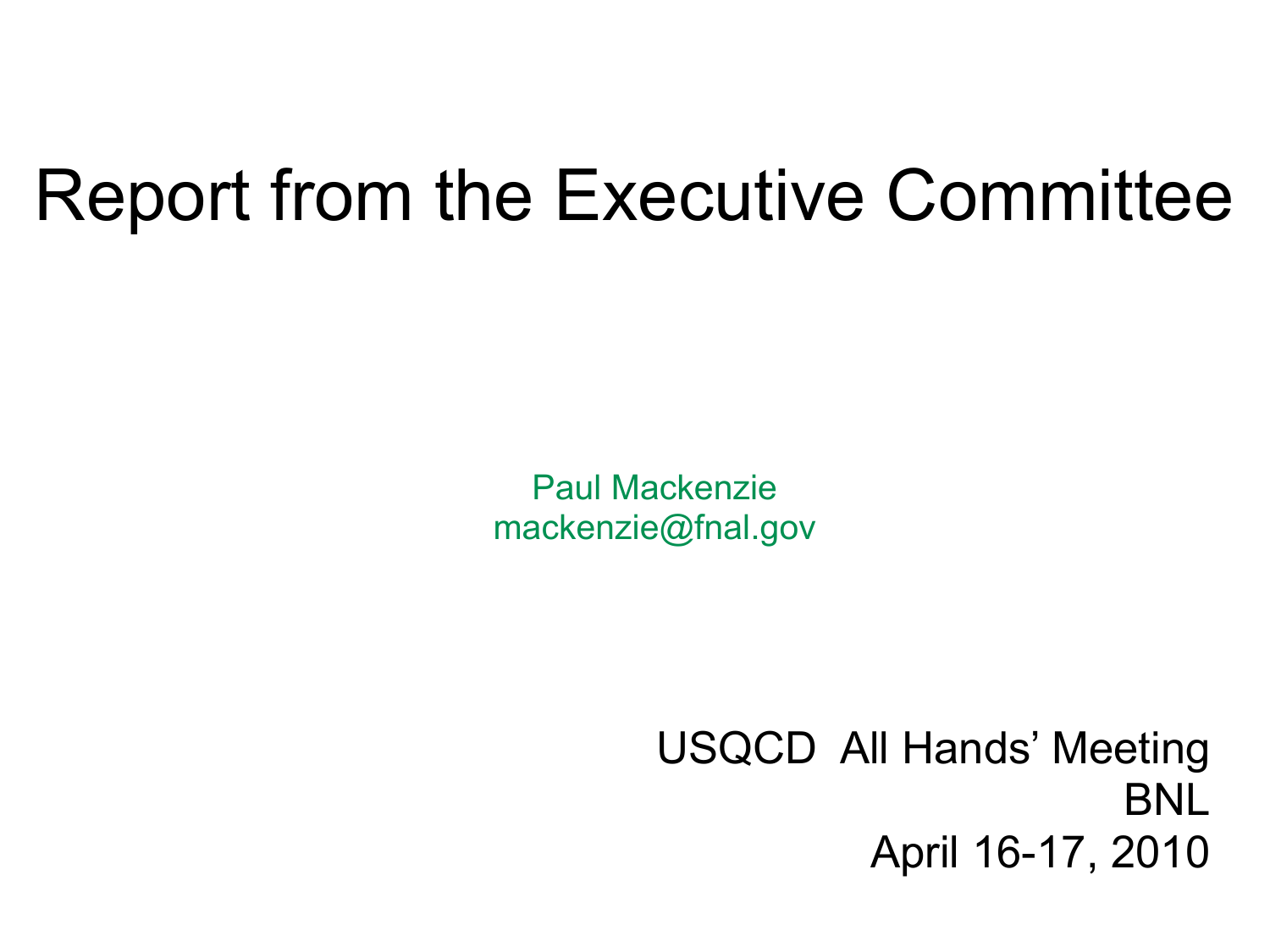# Report from the Executive Committee

Paul Mackenzie
mackenzie@fnal.gov

USQCD All Hands' Meeting
BNL
April 16-17, 2010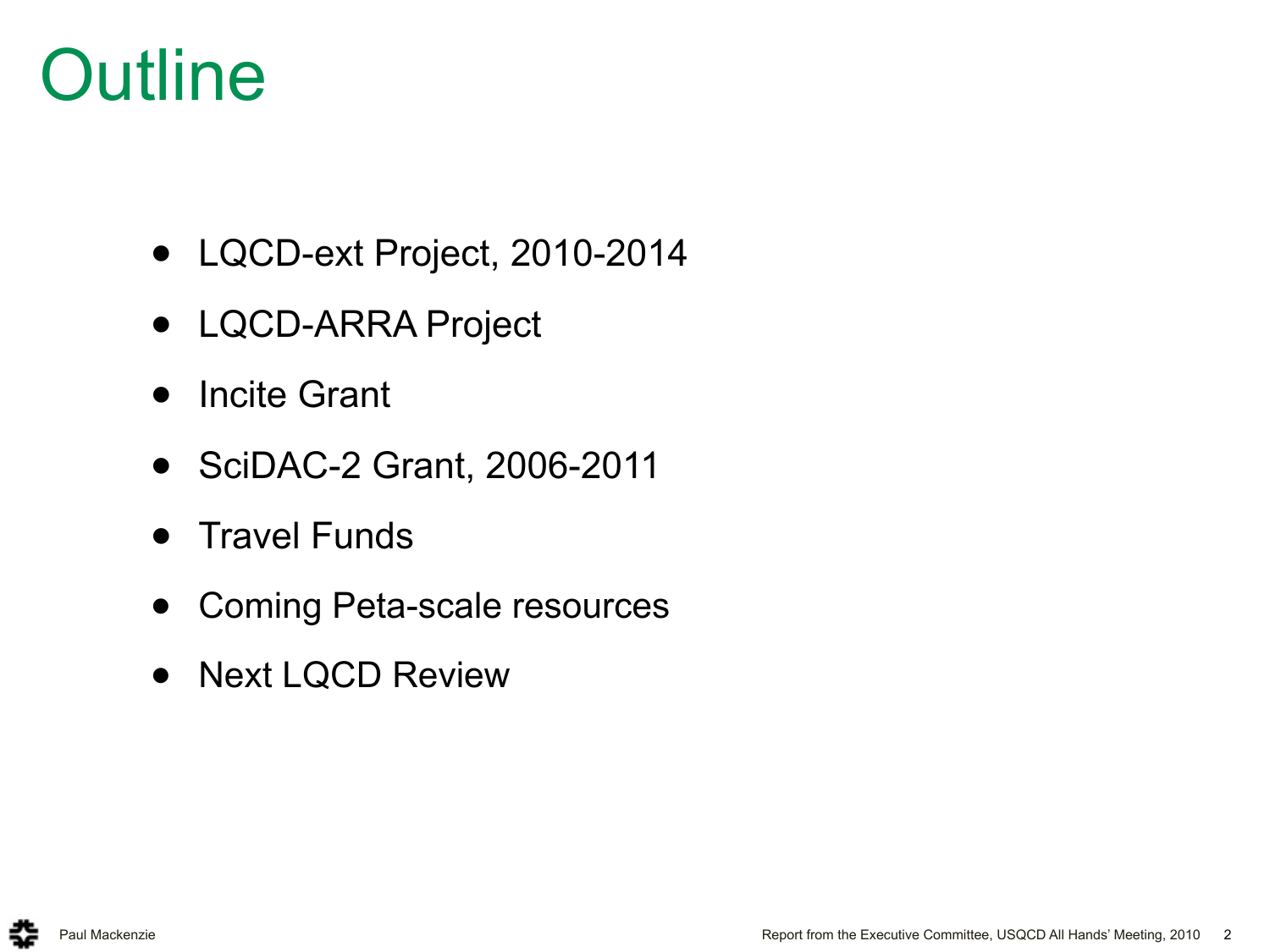# Outline

- LQCD-ext Project, 2010-2014
- LQCD-ARRA Project
- Incite Grant
- SciDAC-2 Grant, 2006-2011
- Travel Funds
- Coming Peta-scale resources
- Next LQCD Review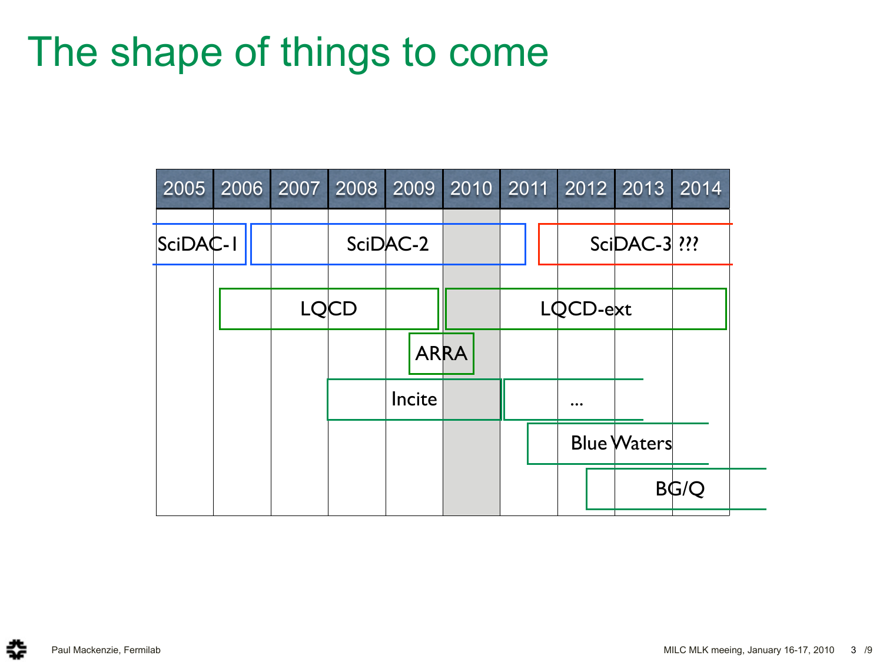# The shape of things to come

| 2005 | 2006 | 2007 | 2008 | 2009 | 2010 | 2011 | 2012 | 2013 | 2014 |
|---|---|---|---|---|---|---|---|---|---|
| SciDAC-1 | SciDAC-2 | | | | | | SciDAC-3 ??? | | |
| | LQCD | | | | LQCD-ext | | | | |
| | | | | ARRA | | | | | |
| | | | Incite | | | ... | | | |
| | | | | | | Blue Waters | | | |
| | | | | | | | BG/Q | | |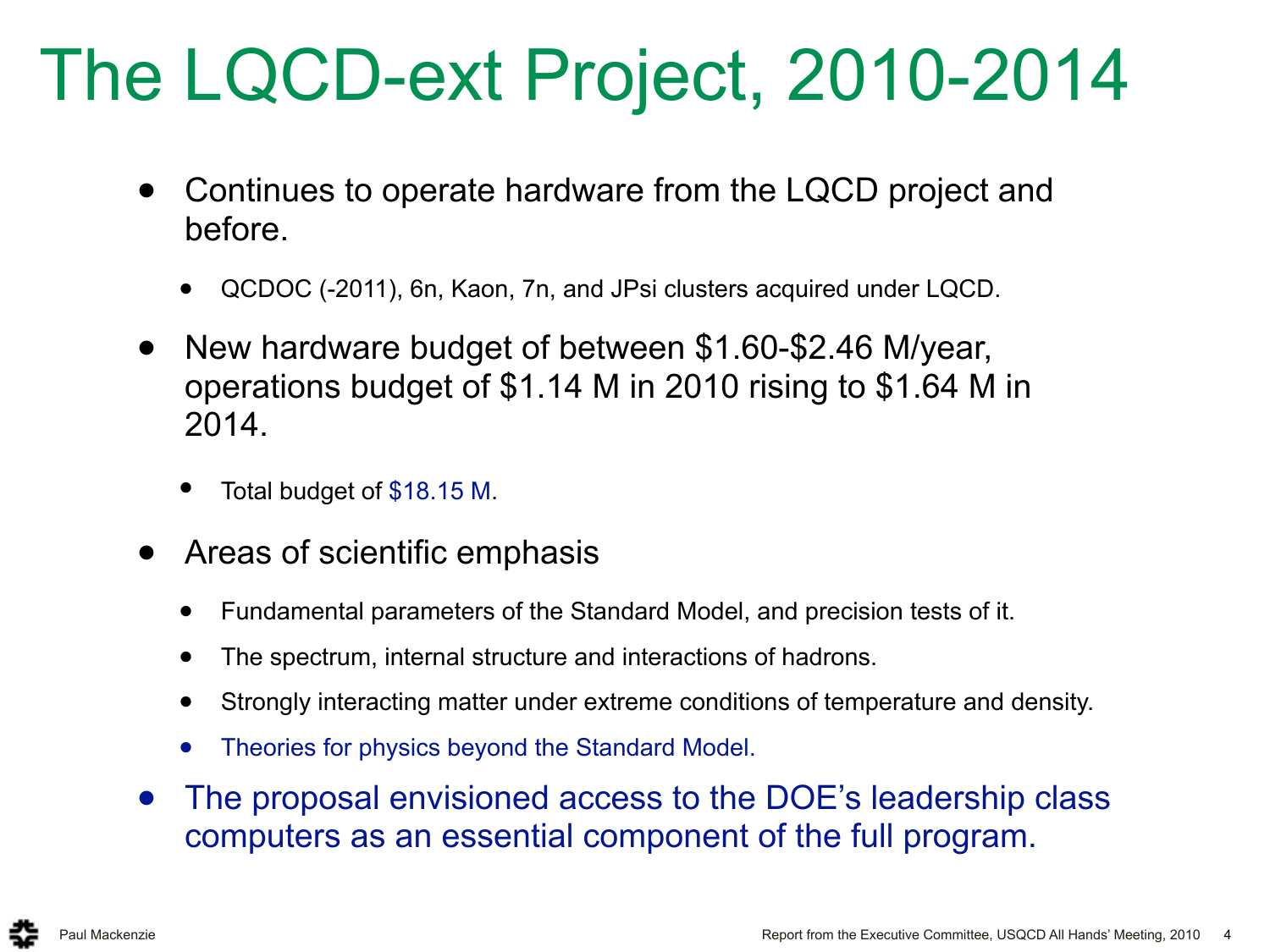# The LQCD-ext Project, 2010-2014

- Continues to operate hardware from the LQCD project and before.
  - QCDOC (-2011), 6n, Kaon, 7n, and JPsi clusters acquired under LQCD.
- New hardware budget of between $1.60-$2.46 M/year, operations budget of $1.14 M in 2010 rising to $1.64 M in 2014.
  - Total budget of $18.15 M.
- Areas of scientific emphasis
  - Fundamental parameters of the Standard Model, and precision tests of it.
  - The spectrum, internal structure and interactions of hadrons.
  - Strongly interacting matter under extreme conditions of temperature and density.
  - Theories for physics beyond the Standard Model.
- The proposal envisioned access to the DOE's leadership class computers as an essential component of the full program.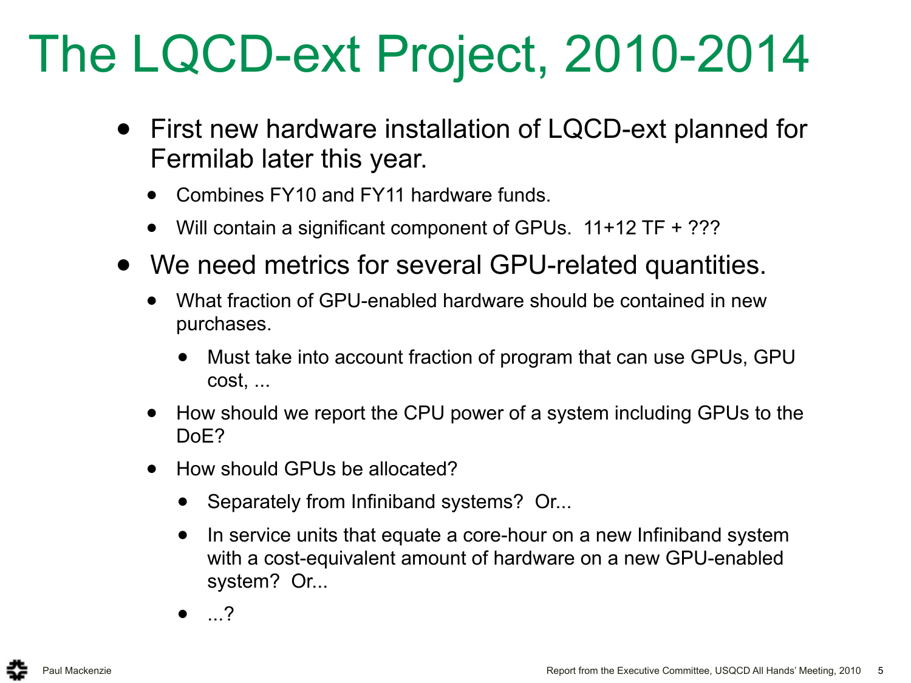# The LQCD-ext Project, 2010-2014

- First new hardware installation of LQCD-ext planned for Fermilab later this year.
  - Combines FY10 and FY11 hardware funds.
  - Will contain a significant component of GPUs.  11+12 TF + ???
- We need metrics for several GPU-related quantities.
  - What fraction of GPU-enabled hardware should be contained in new purchases.
    - Must take into account fraction of program that can use GPUs, GPU cost, ...
  - How should we report the CPU power of a system including GPUs to the DoE?
  - How should GPUs be allocated?
    - Separately from Infiniband systems?  Or...
    - In service units that equate a core-hour on a new Infiniband system with a cost-equivalent amount of hardware on a new GPU-enabled system?  Or...
    - ...?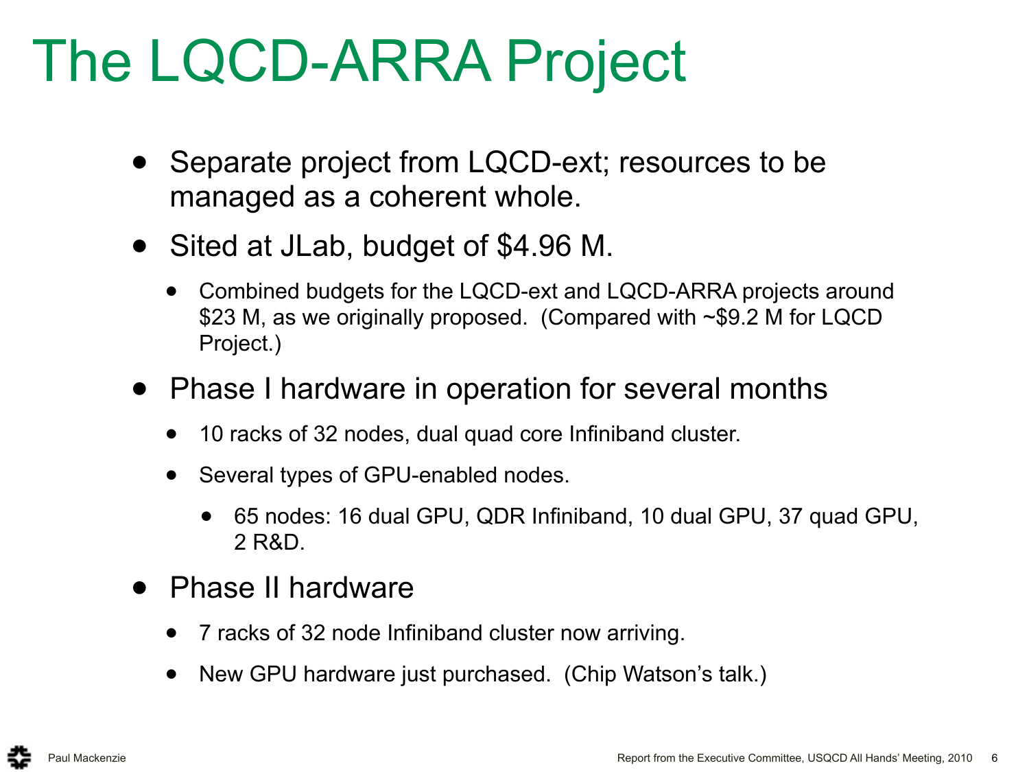# The LQCD-ARRA Project

- Separate project from LQCD-ext; resources to be managed as a coherent whole.
- Sited at JLab, budget of $4.96 M.
  - Combined budgets for the LQCD-ext and LQCD-ARRA projects around $23 M, as we originally proposed. (Compared with ~$9.2 M for LQCD Project.)
- Phase I hardware in operation for several months
  - 10 racks of 32 nodes, dual quad core Infiniband cluster.
  - Several types of GPU-enabled nodes.
    - 65 nodes: 16 dual GPU, QDR Infiniband, 10 dual GPU, 37 quad GPU, 2 R&D.
- Phase II hardware
  - 7 racks of 32 node Infiniband cluster now arriving.
  - New GPU hardware just purchased. (Chip Watson's talk.)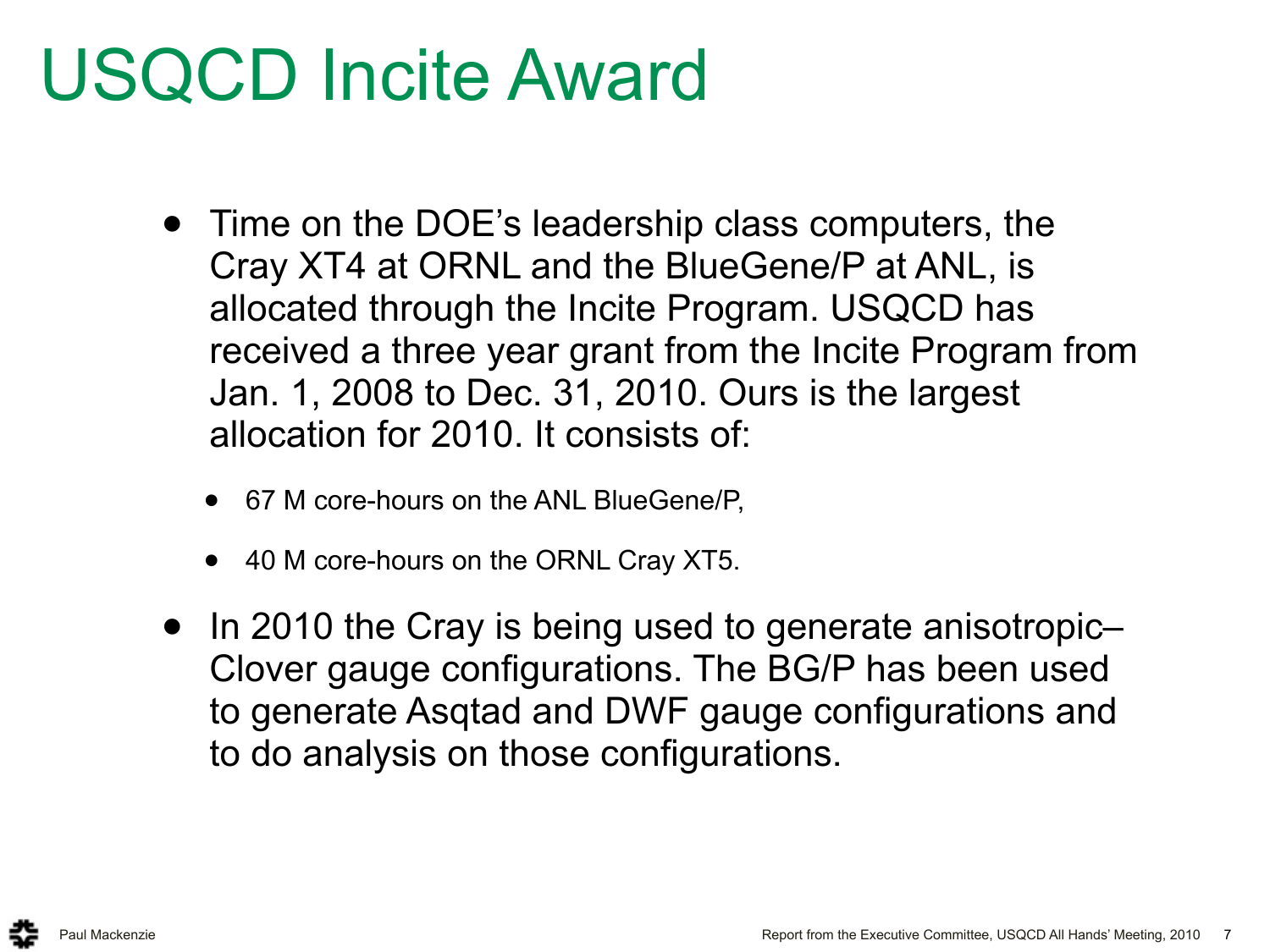# USQCD Incite Award

- Time on the DOE's leadership class computers, the Cray XT4 at ORNL and the BlueGene/P at ANL, is allocated through the Incite Program. USQCD has received a three year grant from the Incite Program from Jan. 1, 2008 to Dec. 31, 2010. Ours is the largest allocation for 2010. It consists of:
  - 67 M core-hours on the ANL BlueGene/P,
  - 40 M core-hours on the ORNL Cray XT5.
- In 2010 the Cray is being used to generate anisotropic–Clover gauge configurations. The BG/P has been used to generate Asqtad and DWF gauge configurations and to do analysis on those configurations.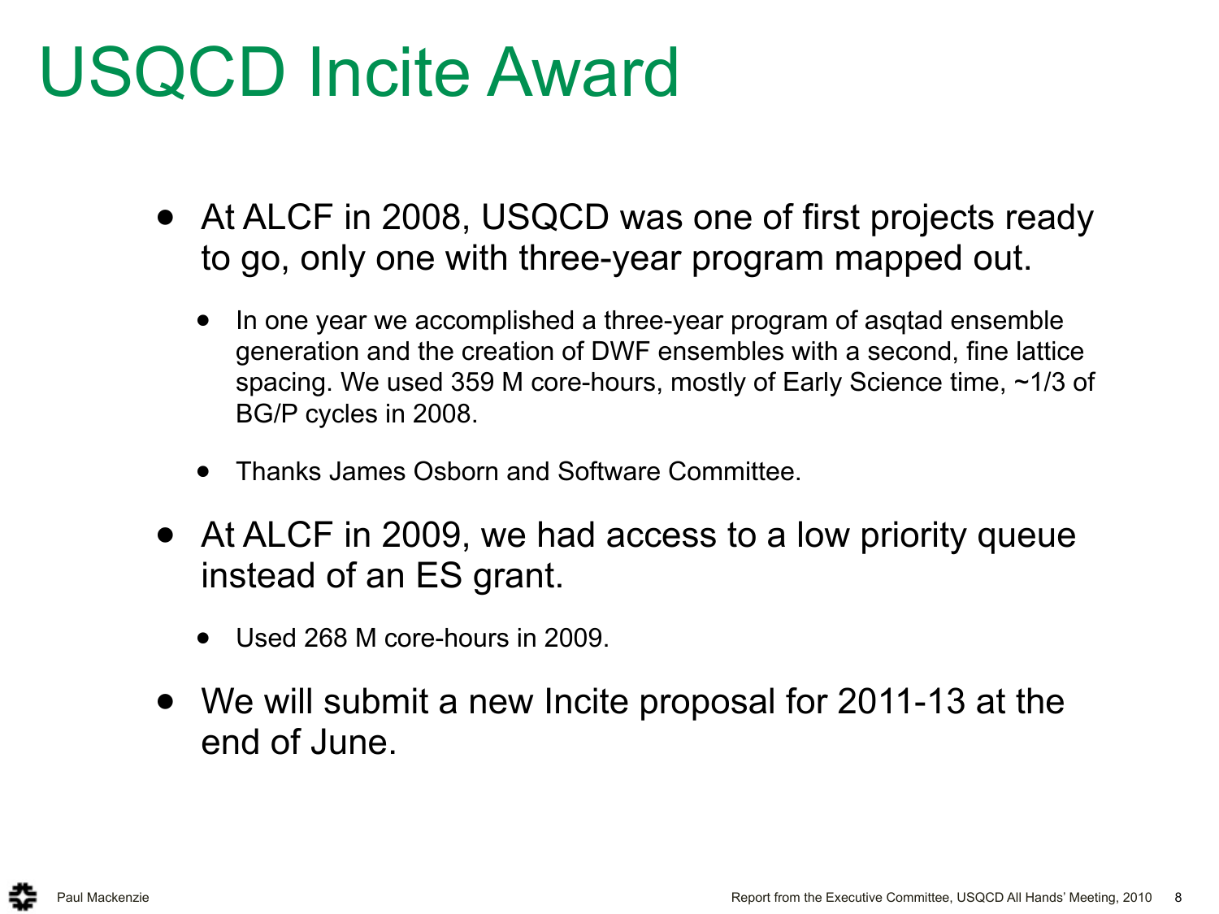# USQCD Incite Award

- At ALCF in 2008, USQCD was one of first projects ready to go, only one with three-year program mapped out.
  - In one year we accomplished a three-year program of asqtad ensemble generation and the creation of DWF ensembles with a second, fine lattice spacing. We used 359 M core-hours, mostly of Early Science time, ~1/3 of BG/P cycles in 2008.
  - Thanks James Osborn and Software Committee.
- At ALCF in 2009, we had access to a low priority queue instead of an ES grant.
  - Used 268 M core-hours in 2009.
- We will submit a new Incite proposal for 2011-13 at the end of June.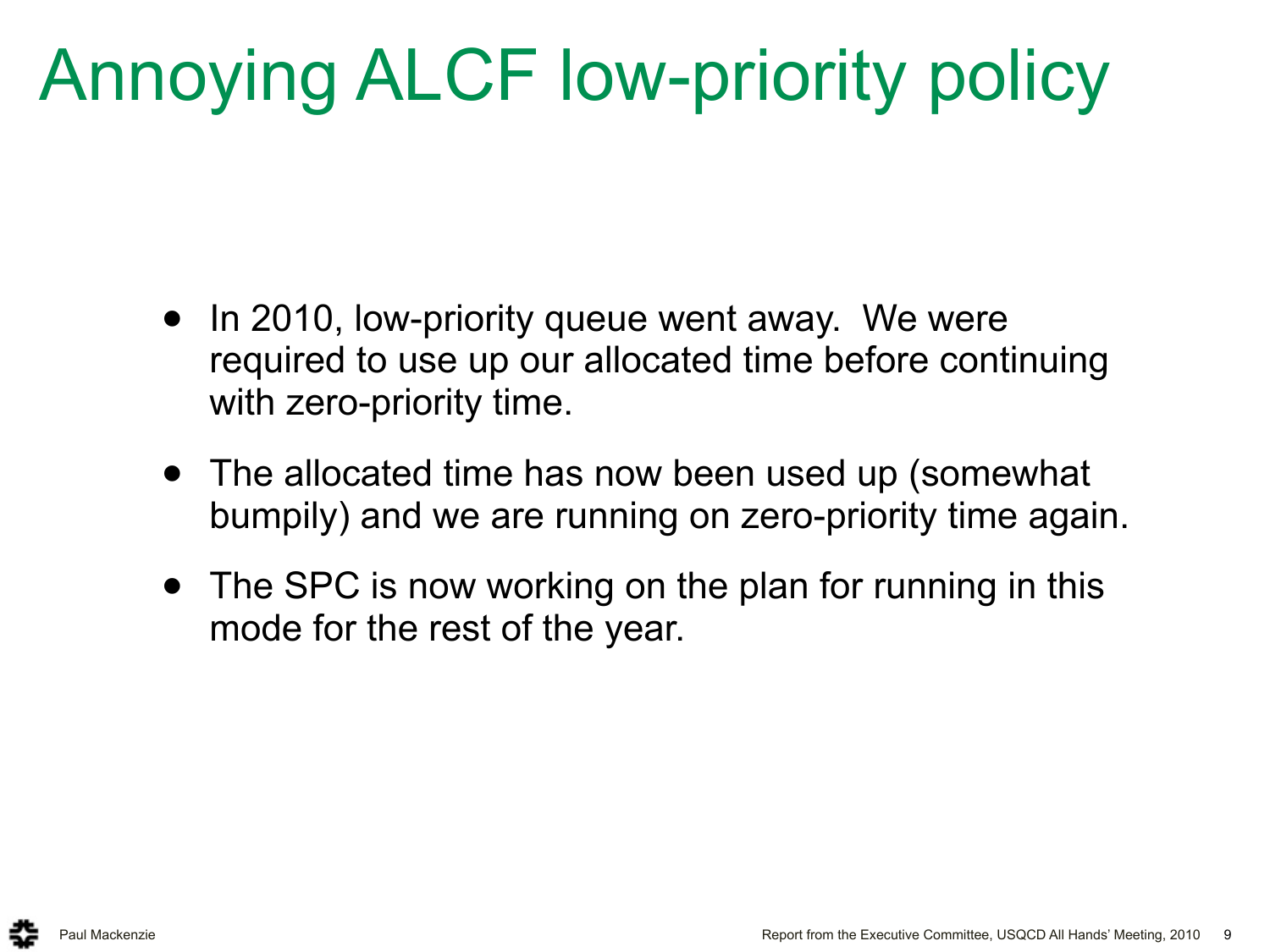# Annoying ALCF low-priority policy

- In 2010, low-priority queue went away. We were required to use up our allocated time before continuing with zero-priority time.
- The allocated time has now been used up (somewhat bumpily) and we are running on zero-priority time again.
- The SPC is now working on the plan for running in this mode for the rest of the year.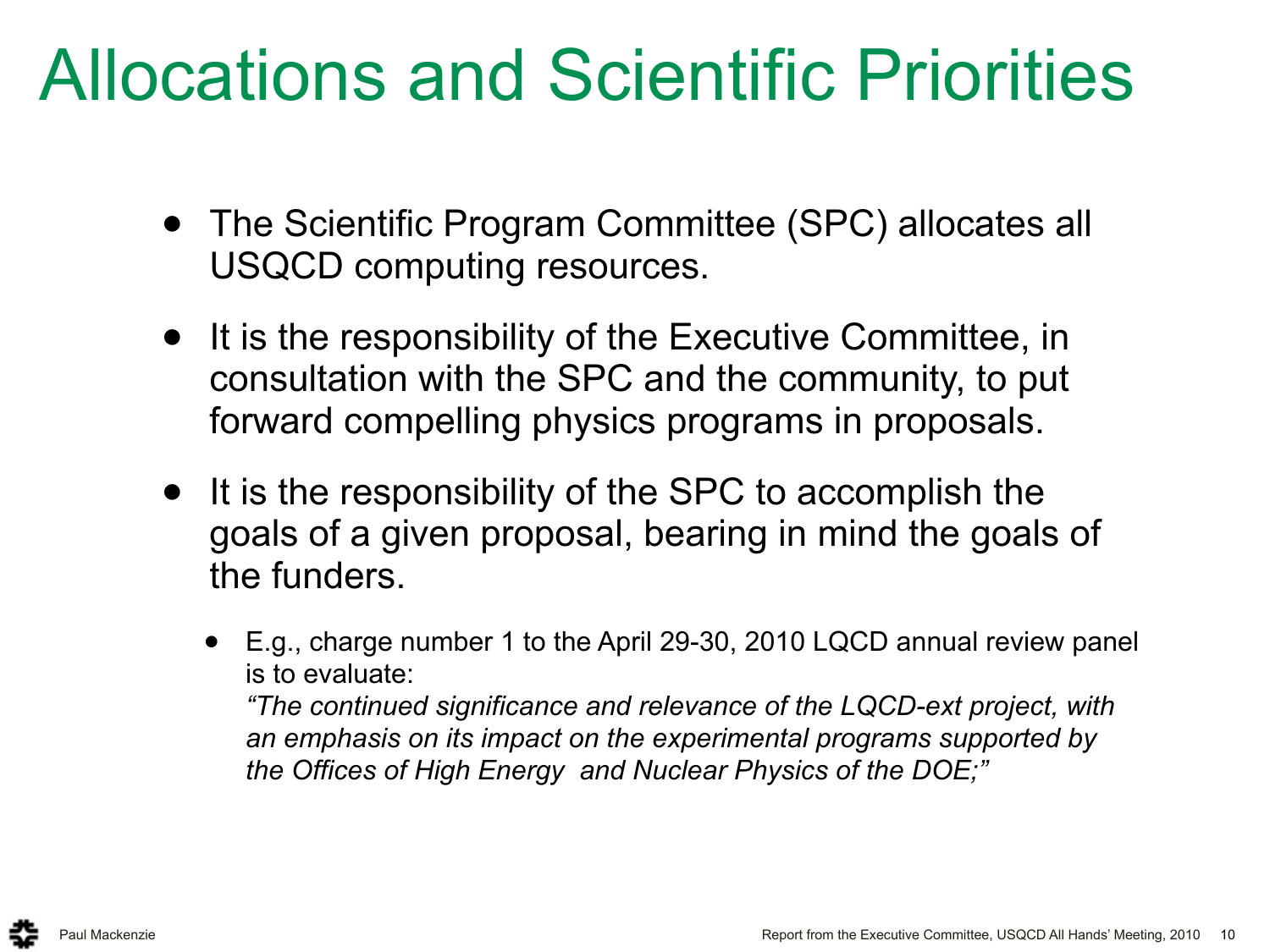# Allocations and Scientific Priorities

- The Scientific Program Committee (SPC) allocates all USQCD computing resources.
- It is the responsibility of the Executive Committee, in consultation with the SPC and the community, to put forward compelling physics programs in proposals.
- It is the responsibility of the SPC to accomplish the goals of a given proposal, bearing in mind the goals of the funders.
  - E.g., charge number 1 to the April 29-30, 2010 LQCD annual review panel is to evaluate:
    *"The continued significance and relevance of the LQCD-ext project, with an emphasis on its impact on the experimental programs supported by the Offices of High Energy and Nuclear Physics of the DOE;"*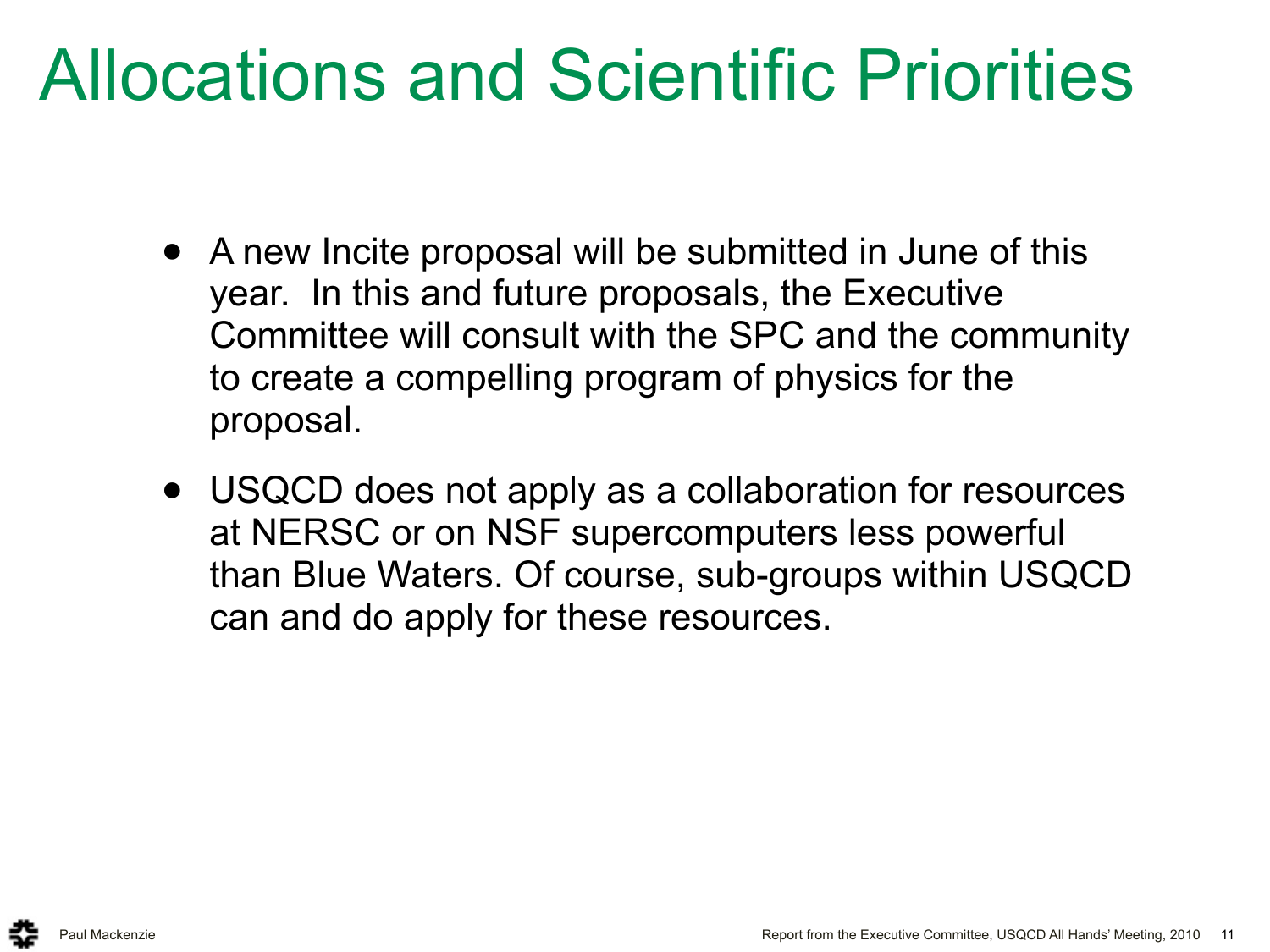# Allocations and Scientific Priorities

- A new Incite proposal will be submitted in June of this year. In this and future proposals, the Executive Committee will consult with the SPC and the community to create a compelling program of physics for the proposal.
- USQCD does not apply as a collaboration for resources at NERSC or on NSF supercomputers less powerful than Blue Waters. Of course, sub-groups within USQCD can and do apply for these resources.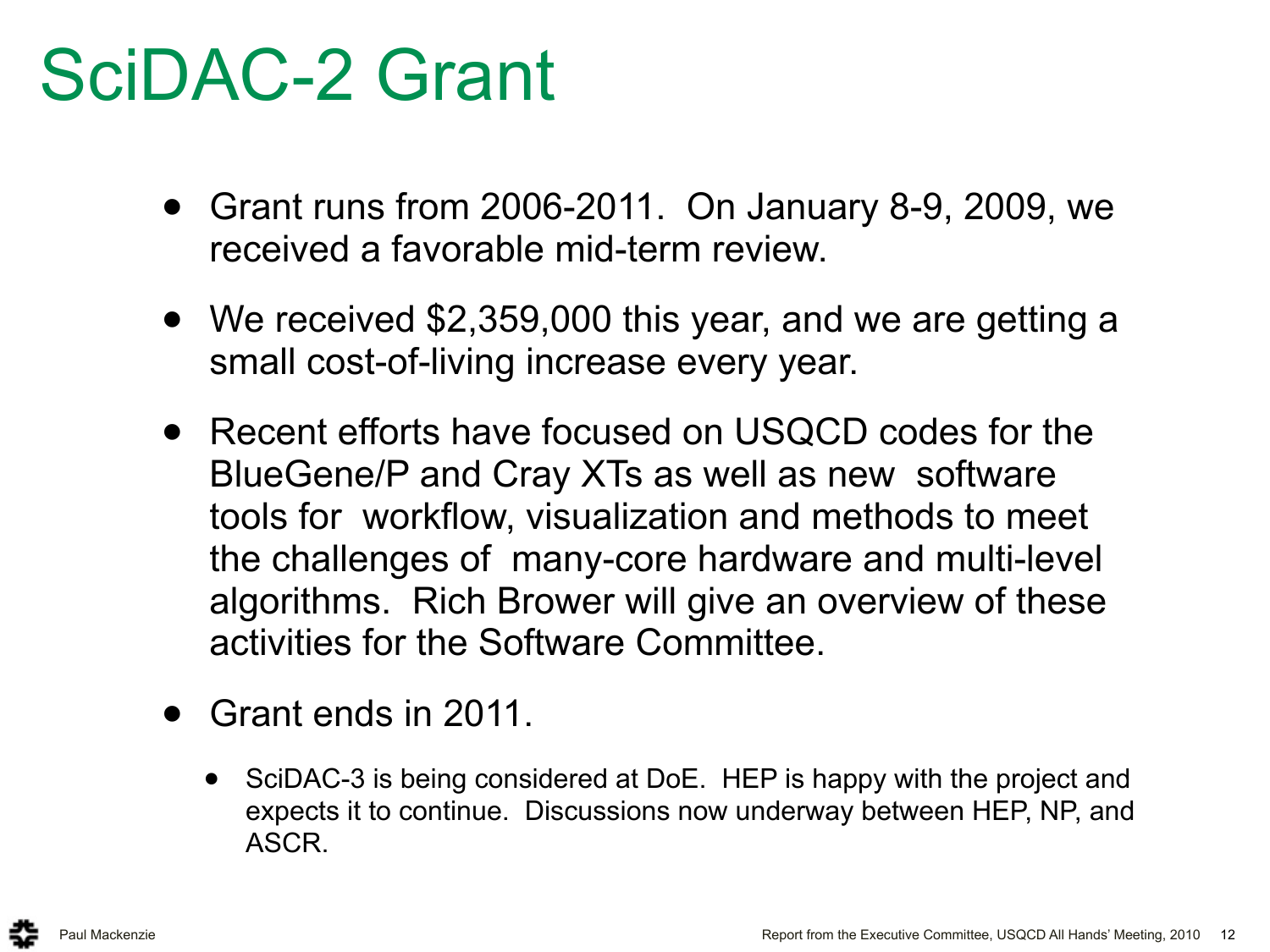# SciDAC-2 Grant

- Grant runs from 2006-2011. On January 8-9, 2009, we received a favorable mid-term review.
- We received $2,359,000 this year, and we are getting a small cost-of-living increase every year.
- Recent efforts have focused on USQCD codes for the BlueGene/P and Cray XTs as well as new software tools for workflow, visualization and methods to meet the challenges of many-core hardware and multi-level algorithms. Rich Brower will give an overview of these activities for the Software Committee.
- Grant ends in 2011.
  - SciDAC-3 is being considered at DoE. HEP is happy with the project and expects it to continue. Discussions now underway between HEP, NP, and ASCR.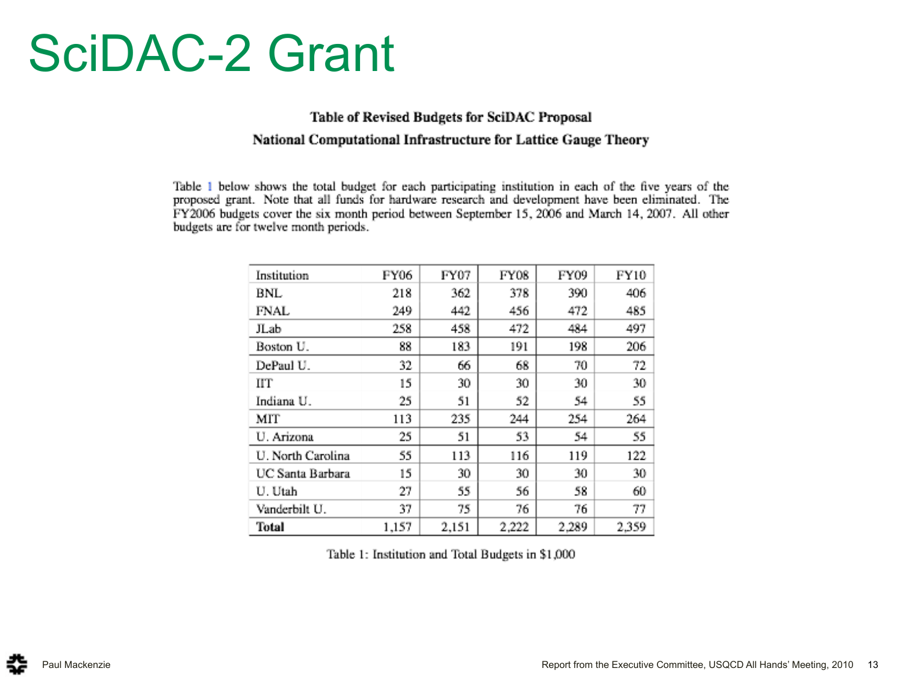# SciDAC-2 Grant

**Table of Revised Budgets for SciDAC Proposal**

**National Computational Infrastructure for Lattice Gauge Theory**

Table 1 below shows the total budget for each participating institution in each of the five years of the proposed grant. Note that all funds for hardware research and development have been eliminated. The FY2006 budgets cover the six month period between September 15, 2006 and March 14, 2007. All other budgets are for twelve month periods.

| Institution | FY06 | FY07 | FY08 | FY09 | FY10 |
|---|---|---|---|---|---|
| BNL | 218 | 362 | 378 | 390 | 406 |
| FNAL | 249 | 442 | 456 | 472 | 485 |
| JLab | 258 | 458 | 472 | 484 | 497 |
| Boston U. | 88 | 183 | 191 | 198 | 206 |
| DePaul U. | 32 | 66 | 68 | 70 | 72 |
| IIT | 15 | 30 | 30 | 30 | 30 |
| Indiana U. | 25 | 51 | 52 | 54 | 55 |
| MIT | 113 | 235 | 244 | 254 | 264 |
| U. Arizona | 25 | 51 | 53 | 54 | 55 |
| U. North Carolina | 55 | 113 | 116 | 119 | 122 |
| UC Santa Barbara | 15 | 30 | 30 | 30 | 30 |
| U. Utah | 27 | 55 | 56 | 58 | 60 |
| Vanderbilt U. | 37 | 75 | 76 | 76 | 77 |
| **Total** | 1,157 | 2,151 | 2,222 | 2,289 | 2,359 |

Table 1: Institution and Total Budgets in $1,000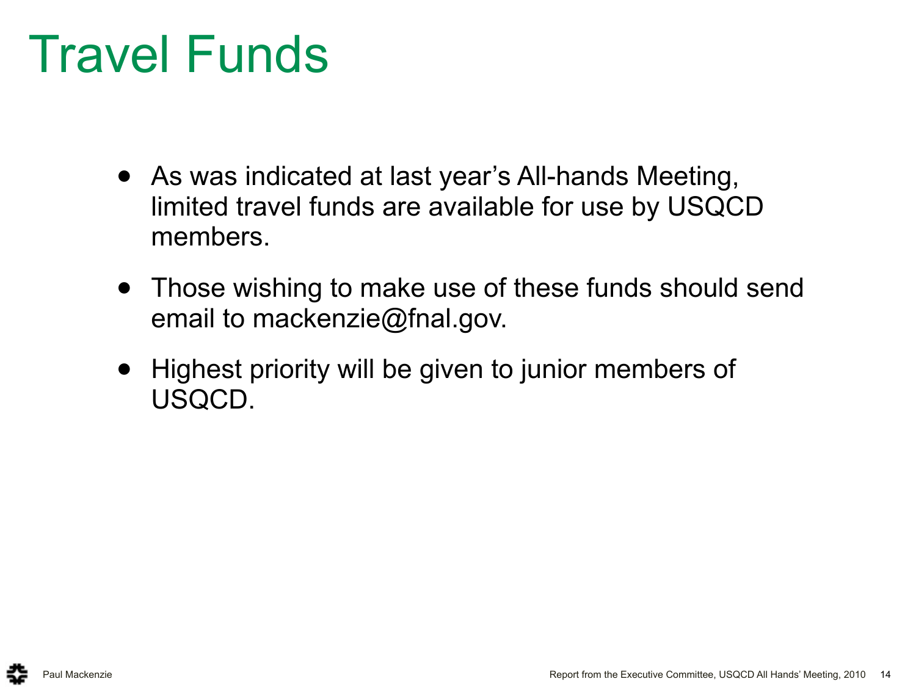# Travel Funds

- As was indicated at last year’s All-hands Meeting, limited travel funds are available for use by USQCD members.
- Those wishing to make use of these funds should send email to mackenzie@fnal.gov.
- Highest priority will be given to junior members of USQCD.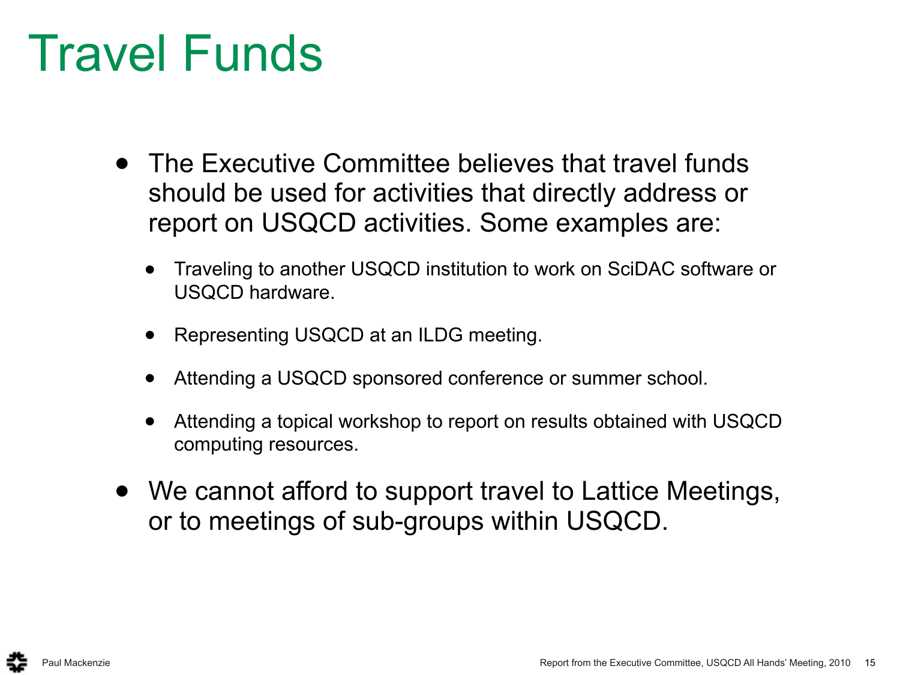# Travel Funds

- The Executive Committee believes that travel funds should be used for activities that directly address or report on USQCD activities. Some examples are:
  - Traveling to another USQCD institution to work on SciDAC software or USQCD hardware.
  - Representing USQCD at an ILDG meeting.
  - Attending a USQCD sponsored conference or summer school.
  - Attending a topical workshop to report on results obtained with USQCD computing resources.
- We cannot afford to support travel to Lattice Meetings, or to meetings of sub-groups within USQCD.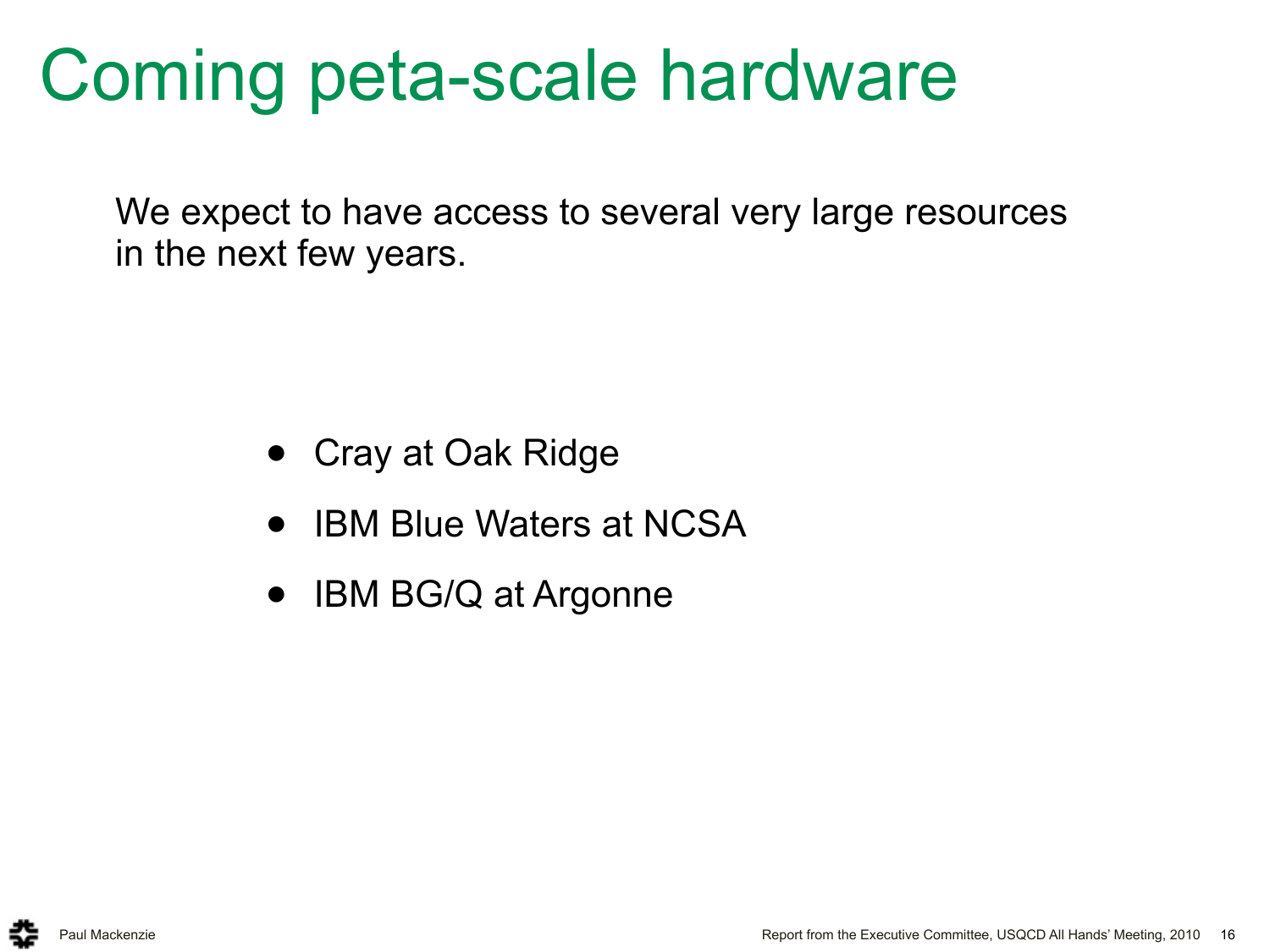# Coming peta-scale hardware

We expect to have access to several very large resources in the next few years.

- Cray at Oak Ridge
- IBM Blue Waters at NCSA
- IBM BG/Q at Argonne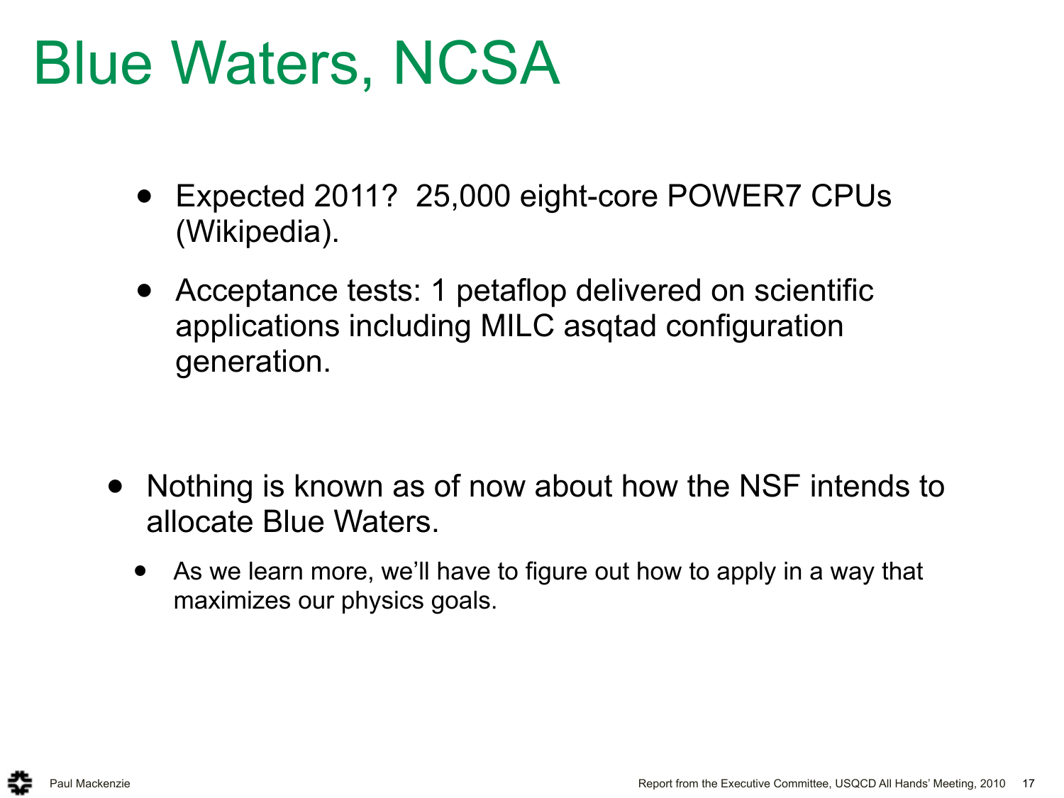# Blue Waters, NCSA

- Expected 2011? 25,000 eight-core POWER7 CPUs (Wikipedia).
- Acceptance tests: 1 petaflop delivered on scientific applications including MILC asqtad configuration generation.

- Nothing is known as of now about how the NSF intends to allocate Blue Waters.
  - As we learn more, we'll have to figure out how to apply in a way that maximizes our physics goals.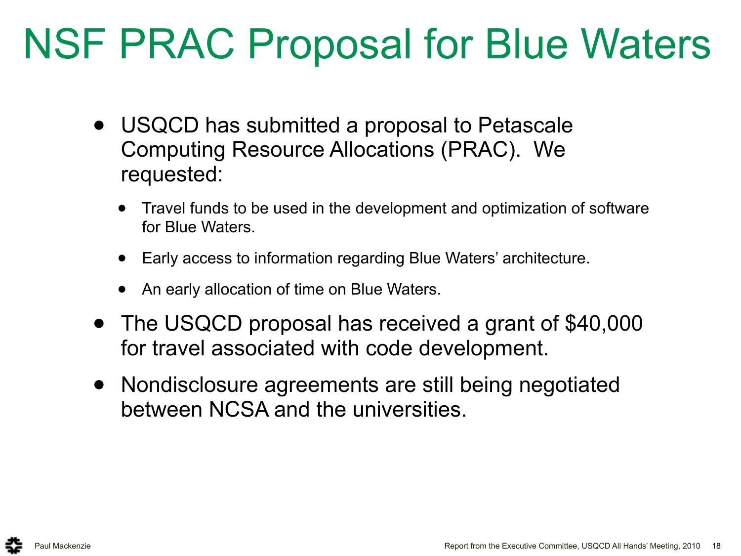# NSF PRAC Proposal for Blue Waters

- USQCD has submitted a proposal to Petascale Computing Resource Allocations (PRAC). We requested:
  - Travel funds to be used in the development and optimization of software for Blue Waters.
  - Early access to information regarding Blue Waters' architecture.
  - An early allocation of time on Blue Waters.
- The USQCD proposal has received a grant of $40,000 for travel associated with code development.
- Nondisclosure agreements are still being negotiated between NCSA and the universities.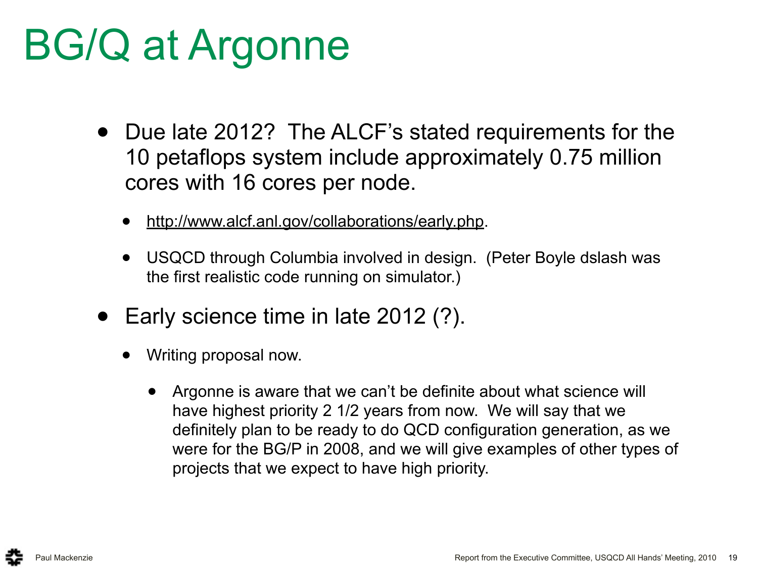# BG/Q at Argonne

- Due late 2012? The ALCF's stated requirements for the 10 petaflops system include approximately 0.75 million cores with 16 cores per node.
  - http://www.alcf.anl.gov/collaborations/early.php.
  - USQCD through Columbia involved in design. (Peter Boyle dslash was the first realistic code running on simulator.)
- Early science time in late 2012 (?).
  - Writing proposal now.
    - Argonne is aware that we can't be definite about what science will have highest priority 2 1/2 years from now. We will say that we definitely plan to be ready to do QCD configuration generation, as we were for the BG/P in 2008, and we will give examples of other types of projects that we expect to have high priority.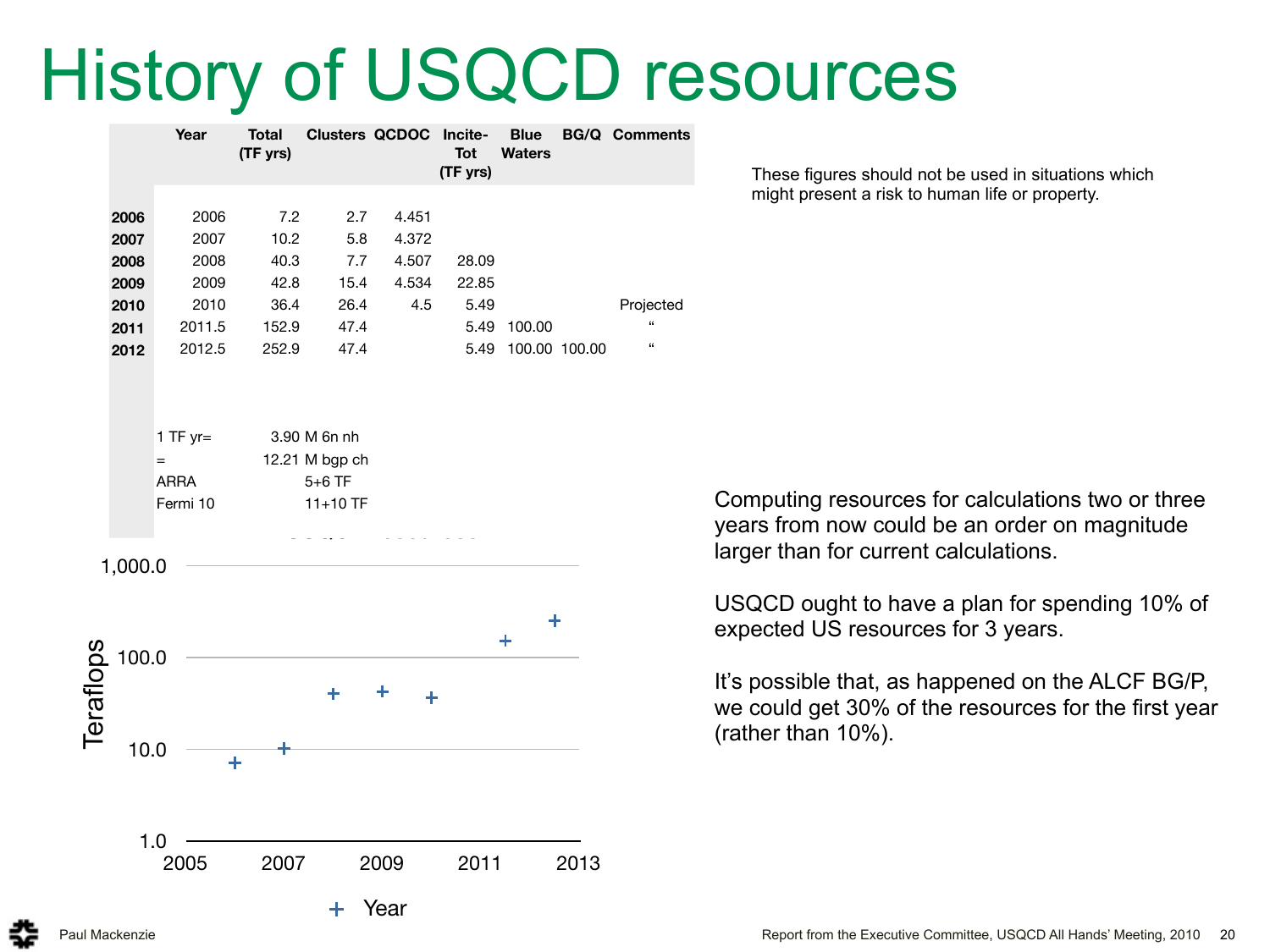# History of USQCD resources

| | Year | Total (TF yrs) | Clusters | QCDOC | Incite-Tot (TF yrs) | Blue Waters | BG/Q | Comments |
|---|---|---|---|---|---|---|---|---|
| 2006 | 2006 | 7.2 | 2.7 | 4.451 | | | | |
| 2007 | 2007 | 10.2 | 5.8 | 4.372 | | | | |
| 2008 | 2008 | 40.3 | 7.7 | 4.507 | 28.09 | | | |
| 2009 | 2009 | 42.8 | 15.4 | 4.534 | 22.85 | | | |
| 2010 | 2010 | 36.4 | 26.4 | 4.5 | 5.49 | | | Projected |
| 2011 | 2011.5 | 152.9 | 47.4 | | 5.49 | 100.00 | | “ |
| 2012 | 2012.5 | 252.9 | 47.4 | | 5.49 | 100.00 | 100.00 | “ |

1 TF yr= 3.90 M 6n nh

= 12.21 M bgp ch

ARRA 5+6 TF

Fermi 10 11+10 TF

Teraflops (log scale, 1.0 to 1,000.0) vs. 2005–2013; legend: + Year

These figures should not be used in situations which might present a risk to human life or property.

Computing resources for calculations two or three years from now could be an order on magnitude larger than for current calculations.

USQCD ought to have a plan for spending 10% of expected US resources for 3 years.

It’s possible that, as happened on the ALCF BG/P, we could get 30% of the resources for the first year (rather than 10%).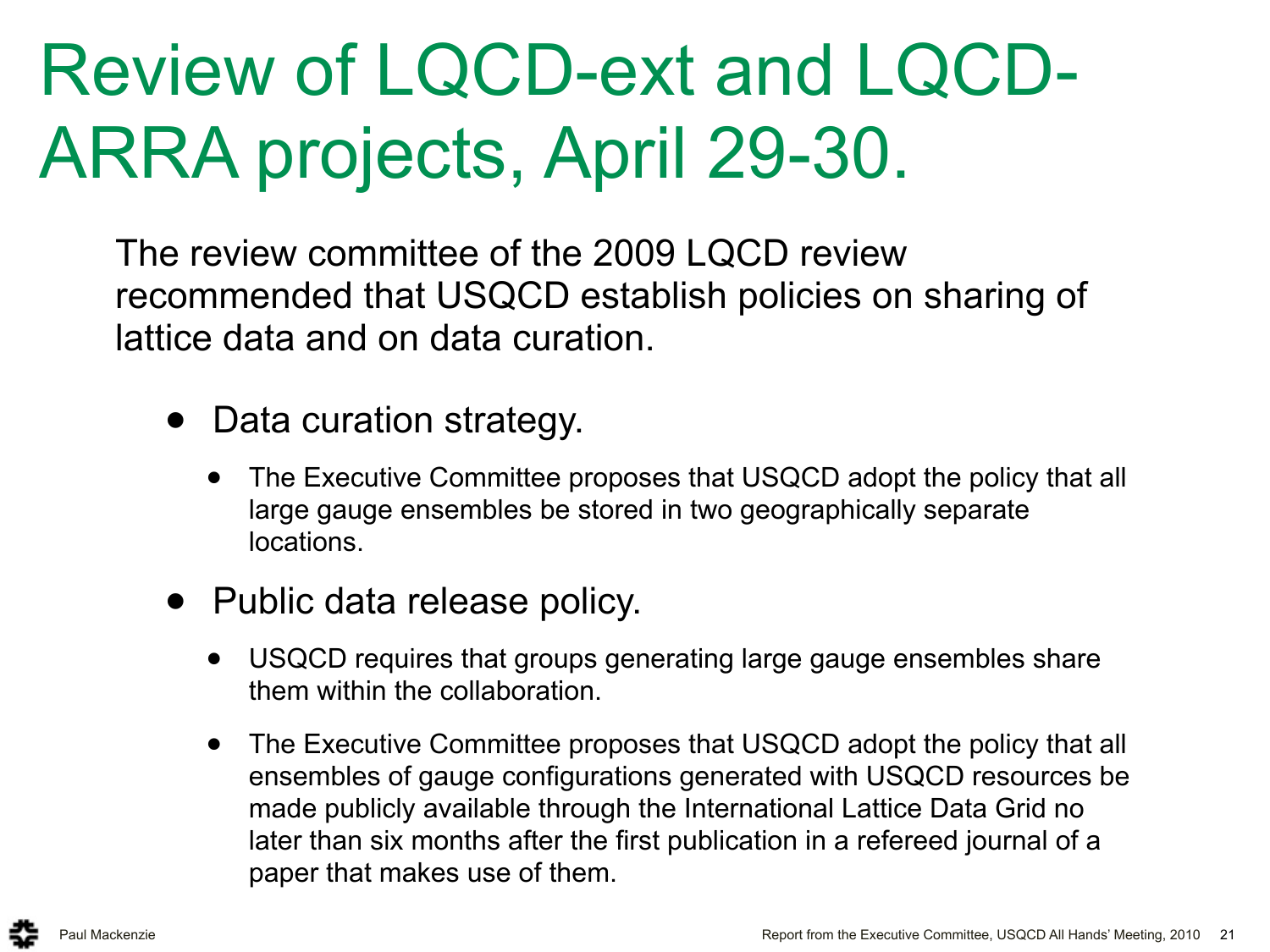# Review of LQCD-ext and LQCD-ARRA projects, April 29-30.

The review committee of the 2009 LQCD review recommended that USQCD establish policies on sharing of lattice data and on data curation.

- Data curation strategy.
  - The Executive Committee proposes that USQCD adopt the policy that all large gauge ensembles be stored in two geographically separate locations.
- Public data release policy.
  - USQCD requires that groups generating large gauge ensembles share them within the collaboration.
  - The Executive Committee proposes that USQCD adopt the policy that all ensembles of gauge configurations generated with USQCD resources be made publicly available through the International Lattice Data Grid no later than six months after the first publication in a refereed journal of a paper that makes use of them.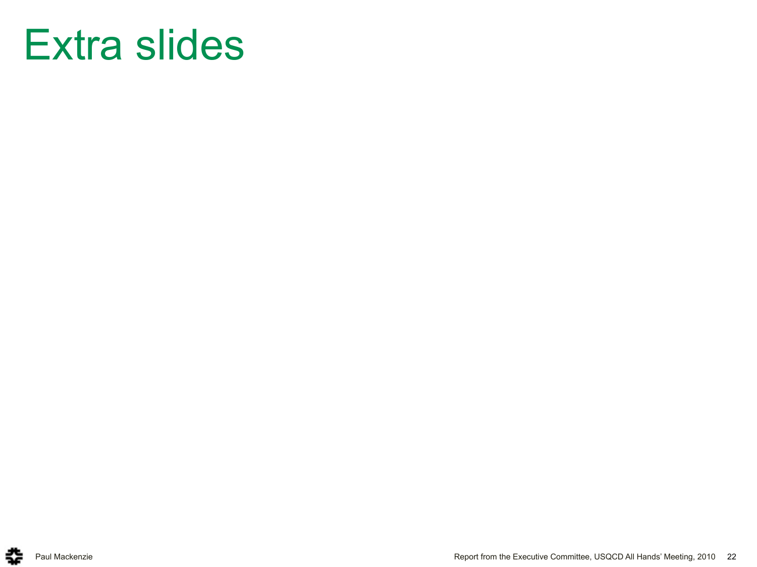# Extra slides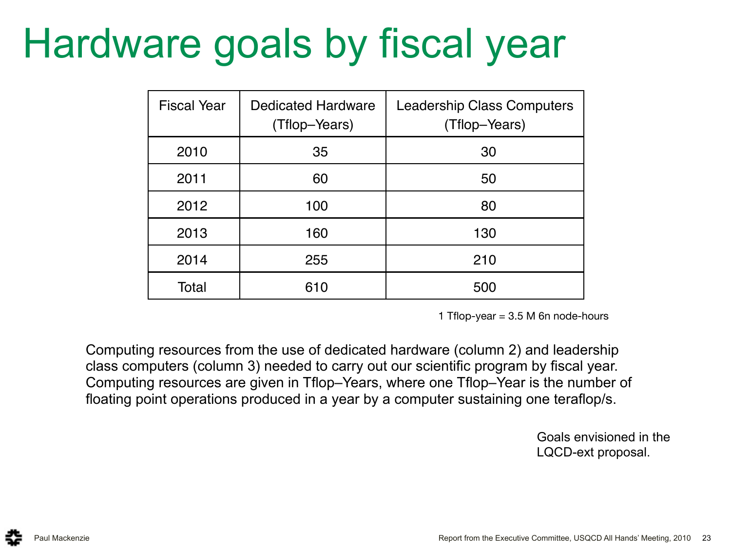# Hardware goals by fiscal year

| Fiscal Year | Dedicated Hardware (Tflop–Years) | Leadership Class Computers (Tflop–Years) |
|---|---|---|
| 2010 | 35 | 30 |
| 2011 | 60 | 50 |
| 2012 | 100 | 80 |
| 2013 | 160 | 130 |
| 2014 | 255 | 210 |
| Total | 610 | 500 |

1 Tflop-year = 3.5 M 6n node-hours

Computing resources from the use of dedicated hardware (column 2) and leadership class computers (column 3) needed to carry out our scientific program by fiscal year. Computing resources are given in Tflop–Years, where one Tflop–Year is the number of floating point operations produced in a year by a computer sustaining one teraflop/s.

Goals envisioned in the LQCD-ext proposal.